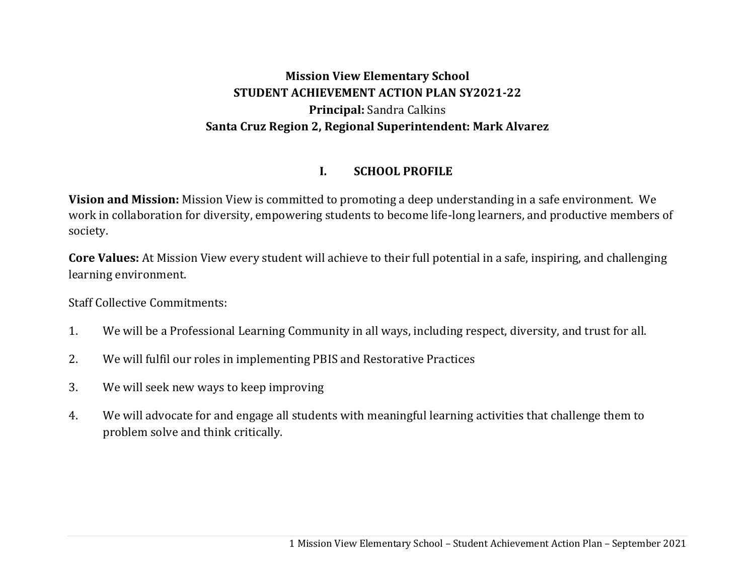# Mission View Elementary School

## STUDENT ACHIEVEMENT ACTION PLAN SY2021-22

**Principal:** Sandra Calkins

**Santa Cruz Region 2, Regional Superintendent: Mark Alvarez**

## I. SCHOOL PROFILE

**Vision and Mission:** Mission View is committed to promoting a deep understanding in a safe environment. We work in collaboration for diversity, empowering students to become life-long learners, and productive members of society.

**Core Values:** At Mission View every student will achieve to their full potential in a safe, inspiring, and challenging learning environment.

Staff Collective Commitments:

1. We will be a Professional Learning Community in all ways, including respect, diversity, and trust for all.
2. We will fulfil our roles in implementing PBIS and Restorative Practices
3. We will seek new ways to keep improving
4. We will advocate for and engage all students with meaningful learning activities that challenge them to problem solve and think critically.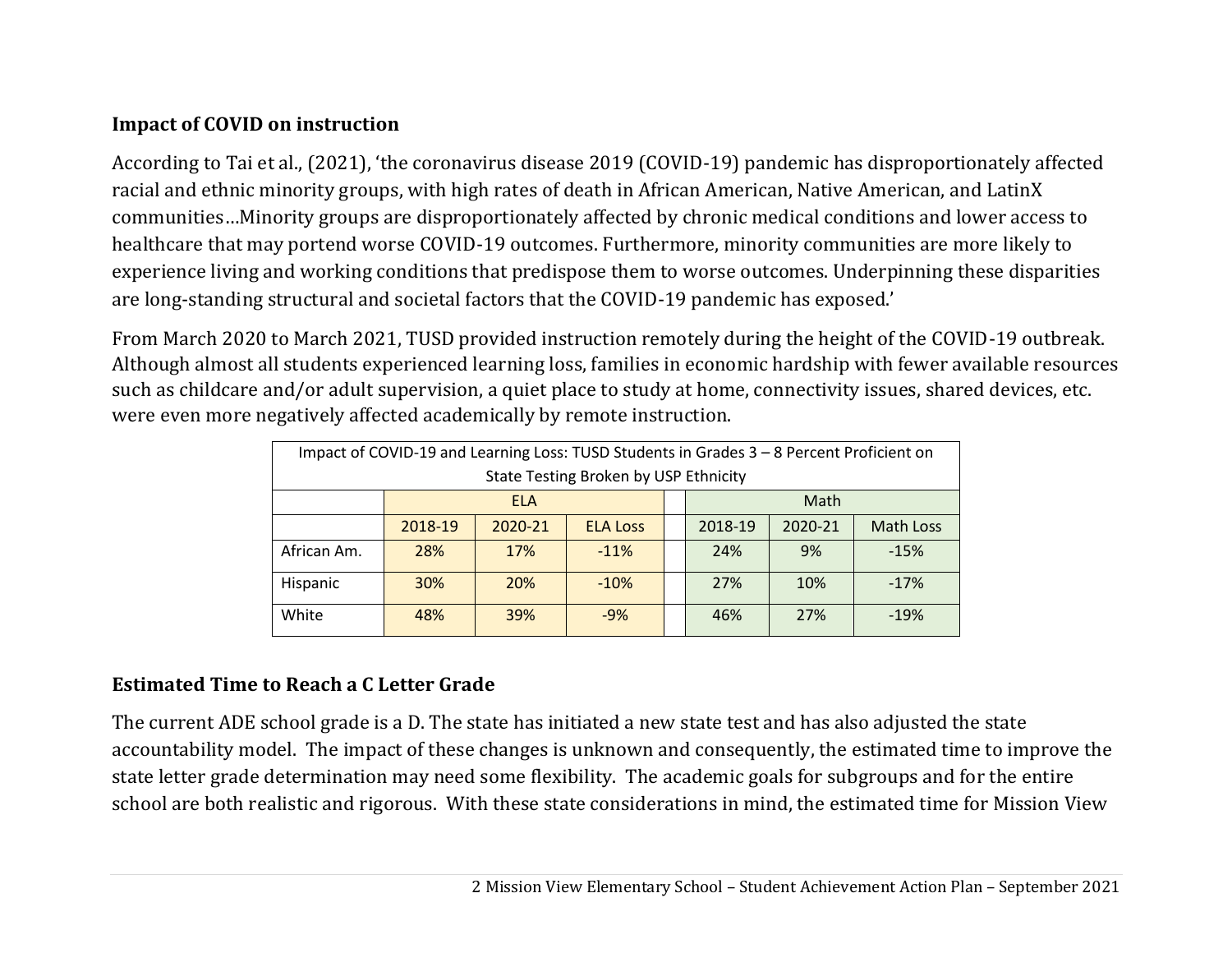### Impact of COVID on instruction

According to Tai et al., (2021), 'the coronavirus disease 2019 (COVID-19) pandemic has disproportionately affected racial and ethnic minority groups, with high rates of death in African American, Native American, and LatinX communities…Minority groups are disproportionately affected by chronic medical conditions and lower access to healthcare that may portend worse COVID-19 outcomes. Furthermore, minority communities are more likely to experience living and working conditions that predispose them to worse outcomes. Underpinning these disparities are long-standing structural and societal factors that the COVID-19 pandemic has exposed.'

From March 2020 to March 2021, TUSD provided instruction remotely during the height of the COVID-19 outbreak. Although almost all students experienced learning loss, families in economic hardship with fewer available resources such as childcare and/or adult supervision, a quiet place to study at home, connectivity issues, shared devices, etc. were even more negatively affected academically by remote instruction.

Impact of COVID-19 and Learning Loss: TUSD Students in Grades 3 – 8 Percent Proficient on State Testing Broken by USP Ethnicity

| | ELA | | | | Math | | |
|---|---|---|---|---|---|---|---|
| | 2018-19 | 2020-21 | ELA Loss | | 2018-19 | 2020-21 | Math Loss |
| African Am. | 28% | 17% | -11% | | 24% | 9% | -15% |
| Hispanic | 30% | 20% | -10% | | 27% | 10% | -17% |
| White | 48% | 39% | -9% | | 46% | 27% | -19% |

### Estimated Time to Reach a C Letter Grade

The current ADE school grade is a D. The state has initiated a new state test and has also adjusted the state accountability model. The impact of these changes is unknown and consequently, the estimated time to improve the state letter grade determination may need some flexibility. The academic goals for subgroups and for the entire school are both realistic and rigorous. With these state considerations in mind, the estimated time for Mission View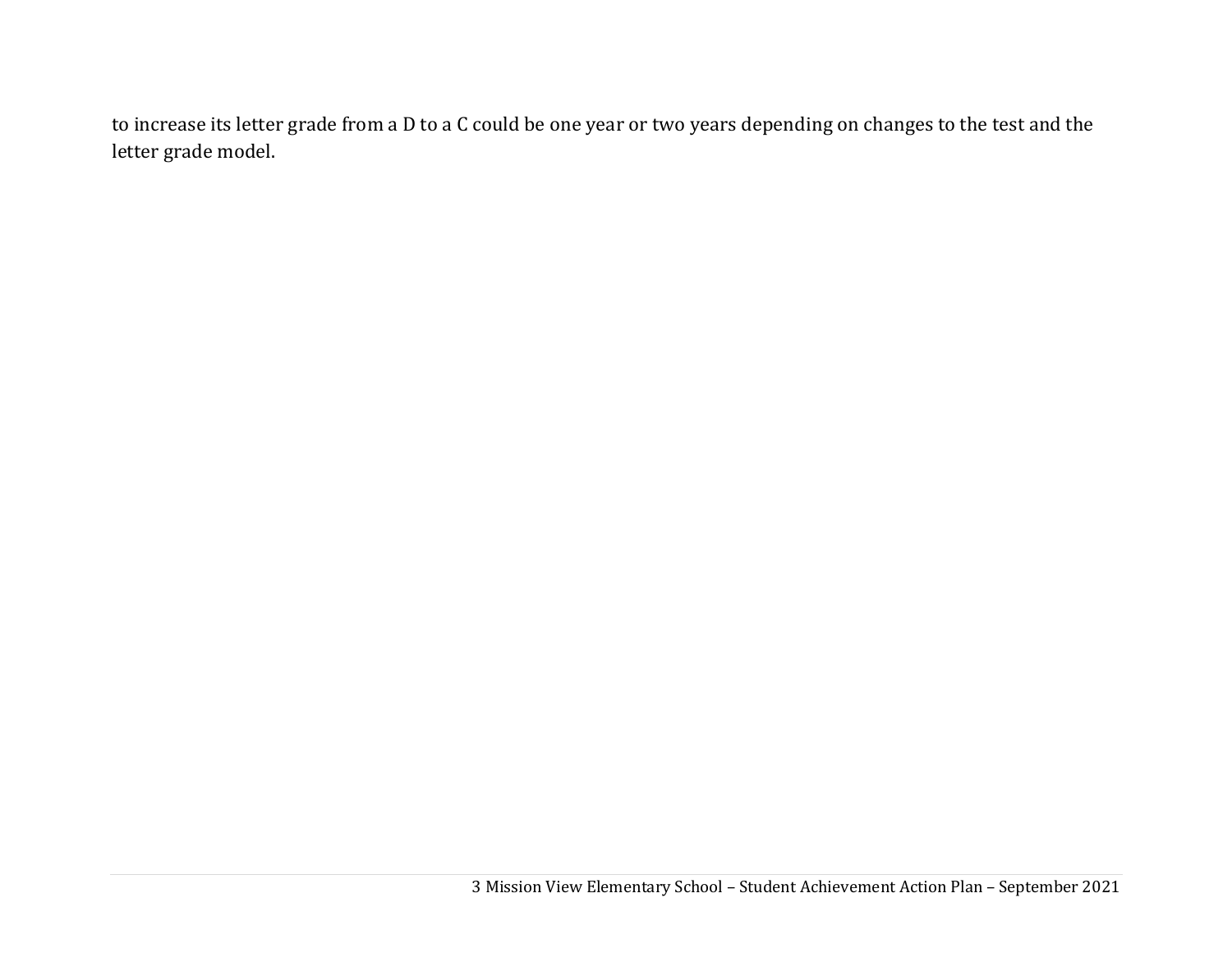to increase its letter grade from a D to a C could be one year or two years depending on changes to the test and the letter grade model.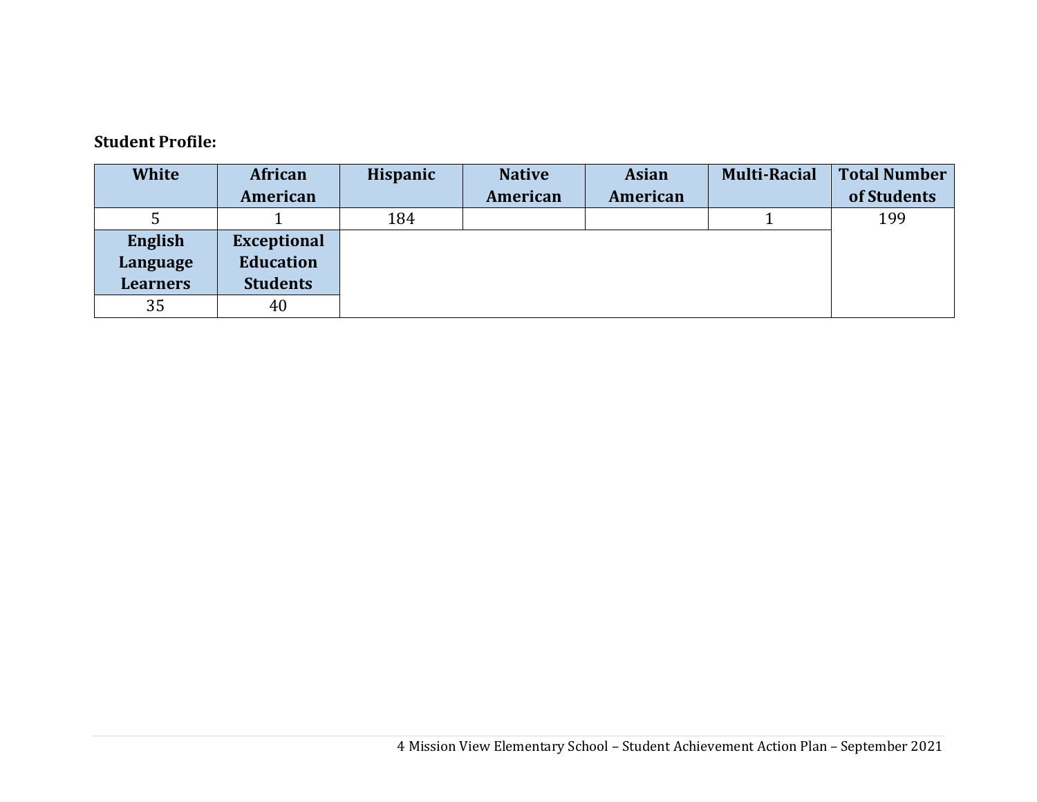**Student Profile:**

| White | African American | Hispanic | Native American | Asian American | Multi-Racial | Total Number of Students |
|---|---|---|---|---|---|---|
| 5 | 1 | 184 | | | 1 | 199 |
| **English Language Learners** | **Exceptional Education Students** | | | | | |
| 35 | 40 | | | | | |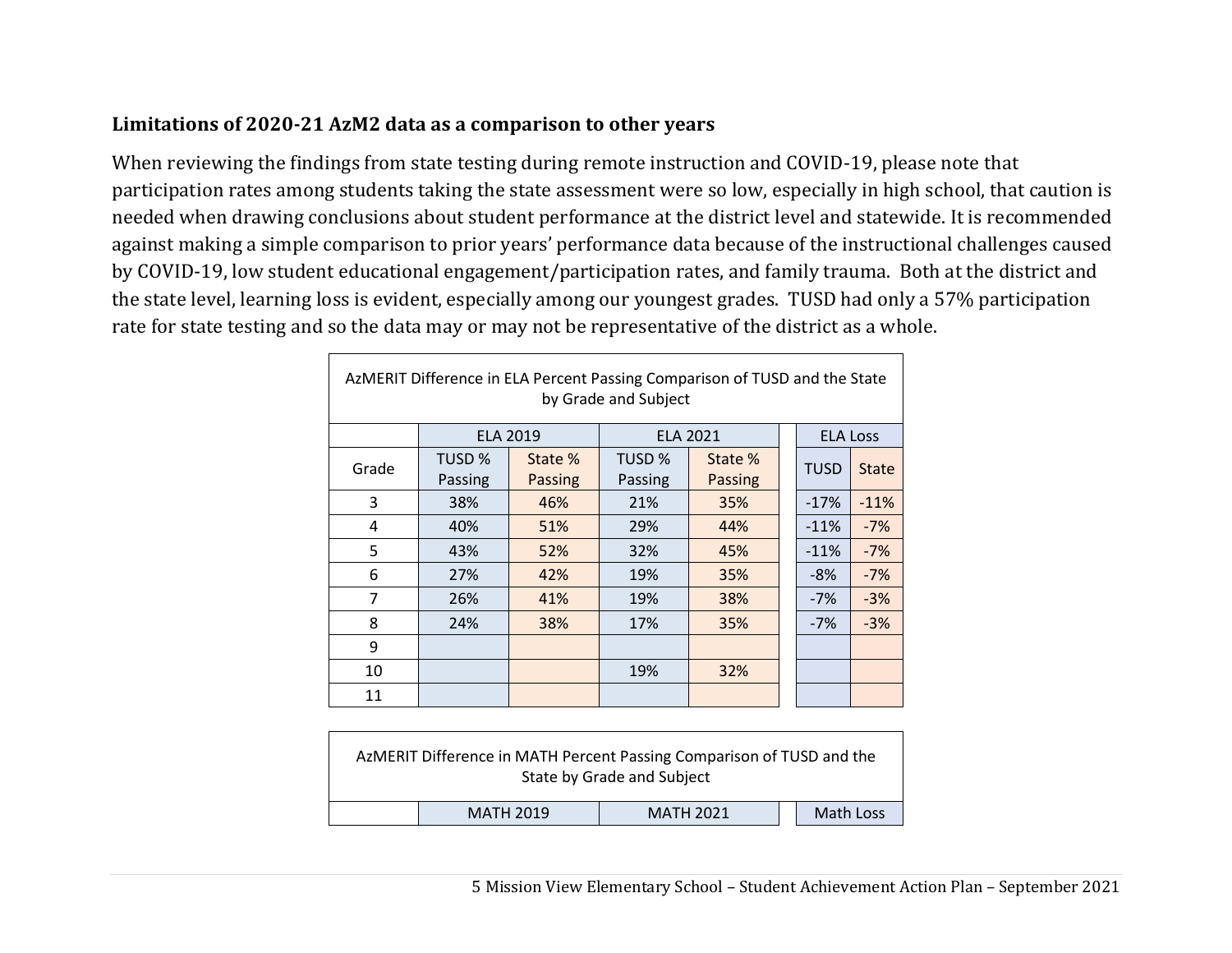**Limitations of 2020-21 AzM2 data as a comparison to other years**

When reviewing the findings from state testing during remote instruction and COVID-19, please note that participation rates among students taking the state assessment were so low, especially in high school, that caution is needed when drawing conclusions about student performance at the district level and statewide. It is recommended against making a simple comparison to prior years' performance data because of the instructional challenges caused by COVID-19, low student educational engagement/participation rates, and family trauma. Both at the district and the state level, learning loss is evident, especially among our youngest grades. TUSD had only a 57% participation rate for state testing and so the data may or may not be representative of the district as a whole.

AzMERIT Difference in ELA Percent Passing Comparison of TUSD and the State by Grade and Subject

| | ELA 2019 | | ELA 2021 | | ELA Loss | |
|---|---|---|---|---|---|---|
| Grade | TUSD % Passing | State % Passing | TUSD % Passing | State % Passing | TUSD | State |
| 3 | 38% | 46% | 21% | 35% | -17% | -11% |
| 4 | 40% | 51% | 29% | 44% | -11% | -7% |
| 5 | 43% | 52% | 32% | 45% | -11% | -7% |
| 6 | 27% | 42% | 19% | 35% | -8% | -7% |
| 7 | 26% | 41% | 19% | 38% | -7% | -3% |
| 8 | 24% | 38% | 17% | 35% | -7% | -3% |
| 9 | | | | | | |
| 10 | | | 19% | 32% | | |
| 11 | | | | | | |

AzMERIT Difference in MATH Percent Passing Comparison of TUSD and the State by Grade and Subject

| | MATH 2019 | | MATH 2021 | | Math Loss | |
|---|---|---|---|---|---|---|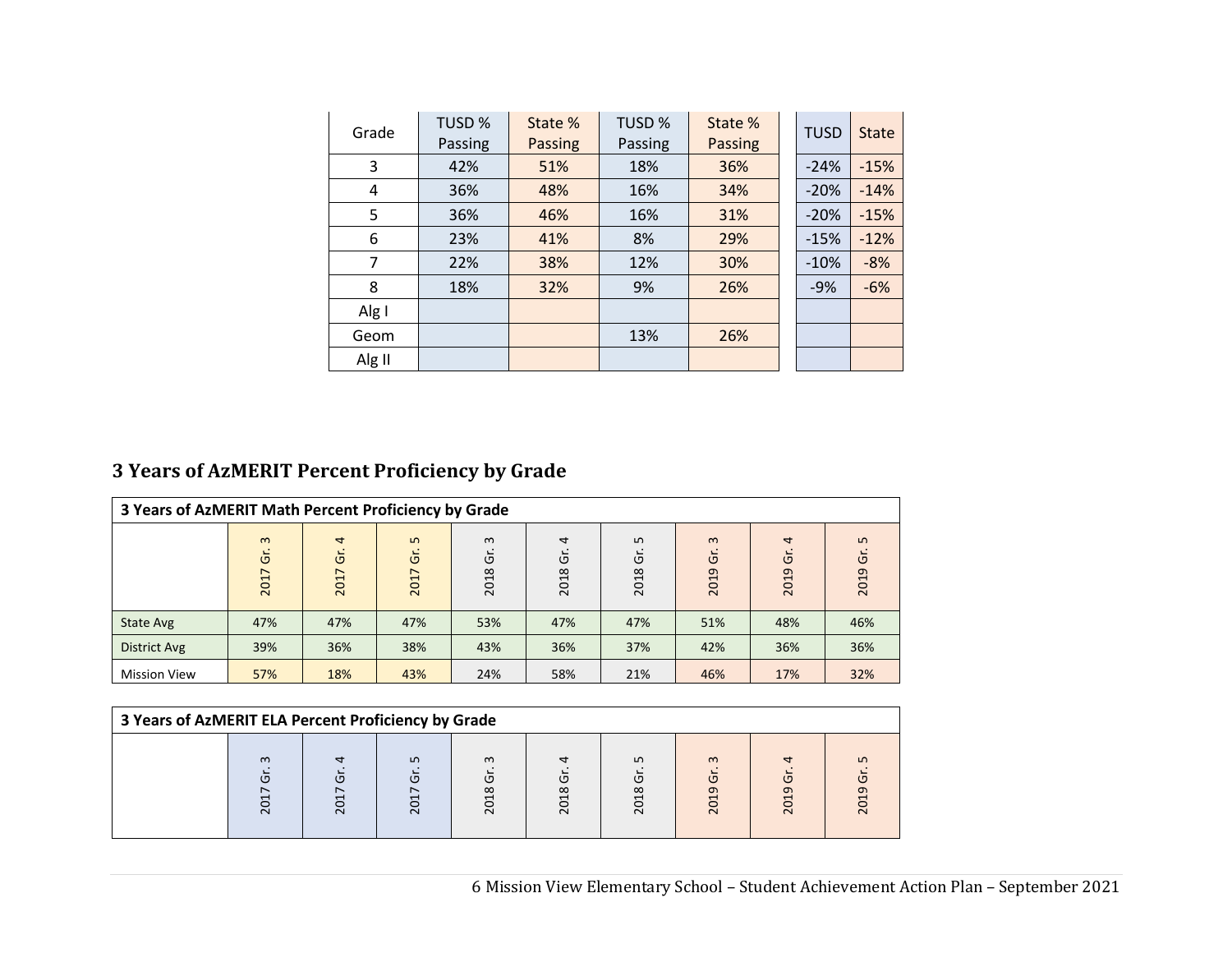| Grade | TUSD % Passing | State % Passing | TUSD % Passing | State % Passing | TUSD | State |
|---|---|---|---|---|---|---|
| 3 | 42% | 51% | 18% | 36% | -24% | -15% |
| 4 | 36% | 48% | 16% | 34% | -20% | -14% |
| 5 | 36% | 46% | 16% | 31% | -20% | -15% |
| 6 | 23% | 41% | 8% | 29% | -15% | -12% |
| 7 | 22% | 38% | 12% | 30% | -10% | -8% |
| 8 | 18% | 32% | 9% | 26% | -9% | -6% |
| Alg I | | | | | | |
| Geom | | | 13% | 26% | | |
| Alg II | | | | | | |

## 3 Years of AzMERIT Percent Proficiency by Grade

**3 Years of AzMERIT Math Percent Proficiency by Grade**

| | 2017 Gr. 3 | 2017 Gr. 4 | 2017 Gr. 5 | 2018 Gr. 3 | 2018 Gr. 4 | 2018 Gr. 5 | 2019 Gr. 3 | 2019 Gr. 4 | 2019 Gr. 5 |
|---|---|---|---|---|---|---|---|---|---|
| State Avg | 47% | 47% | 47% | 53% | 47% | 47% | 51% | 48% | 46% |
| District Avg | 39% | 36% | 38% | 43% | 36% | 37% | 42% | 36% | 36% |
| Mission View | 57% | 18% | 43% | 24% | 58% | 21% | 46% | 17% | 32% |

**3 Years of AzMERIT ELA Percent Proficiency by Grade**

| | 2017 Gr. 3 | 2017 Gr. 4 | 2017 Gr. 5 | 2018 Gr. 3 | 2018 Gr. 4 | 2018 Gr. 5 | 2019 Gr. 3 | 2019 Gr. 4 | 2019 Gr. 5 |
|---|---|---|---|---|---|---|---|---|---|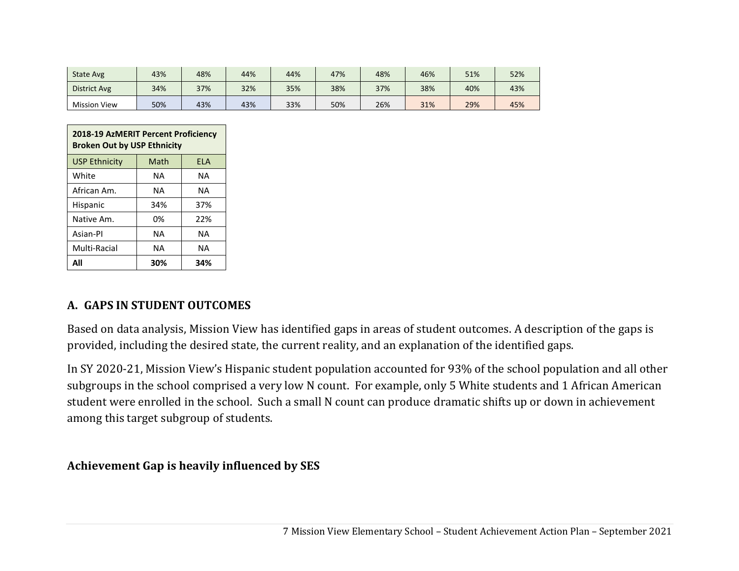| | | | | | | | | | |
|---|---|---|---|---|---|---|---|---|---|
| State Avg | 43% | 48% | 44% | 44% | 47% | 48% | 46% | 51% | 52% |
| District Avg | 34% | 37% | 32% | 35% | 38% | 37% | 38% | 40% | 43% |
| Mission View | 50% | 43% | 43% | 33% | 50% | 26% | 31% | 29% | 45% |

| **2018-19 AzMERIT Percent Proficiency Broken Out by USP Ethnicity** | | |
|---|---|---|
| USP Ethnicity | Math | ELA |
| White | NA | NA |
| African Am. | NA | NA |
| Hispanic | 34% | 37% |
| Native Am. | 0% | 22% |
| Asian-PI | NA | NA |
| Multi-Racial | NA | NA |
| **All** | **30%** | **34%** |

## A. GAPS IN STUDENT OUTCOMES

Based on data analysis, Mission View has identified gaps in areas of student outcomes. A description of the gaps is provided, including the desired state, the current reality, and an explanation of the identified gaps.

In SY 2020-21, Mission View's Hispanic student population accounted for 93% of the school population and all other subgroups in the school comprised a very low N count. For example, only 5 White students and 1 African American student were enrolled in the school. Such a small N count can produce dramatic shifts up or down in achievement among this target subgroup of students.

### Achievement Gap is heavily influenced by SES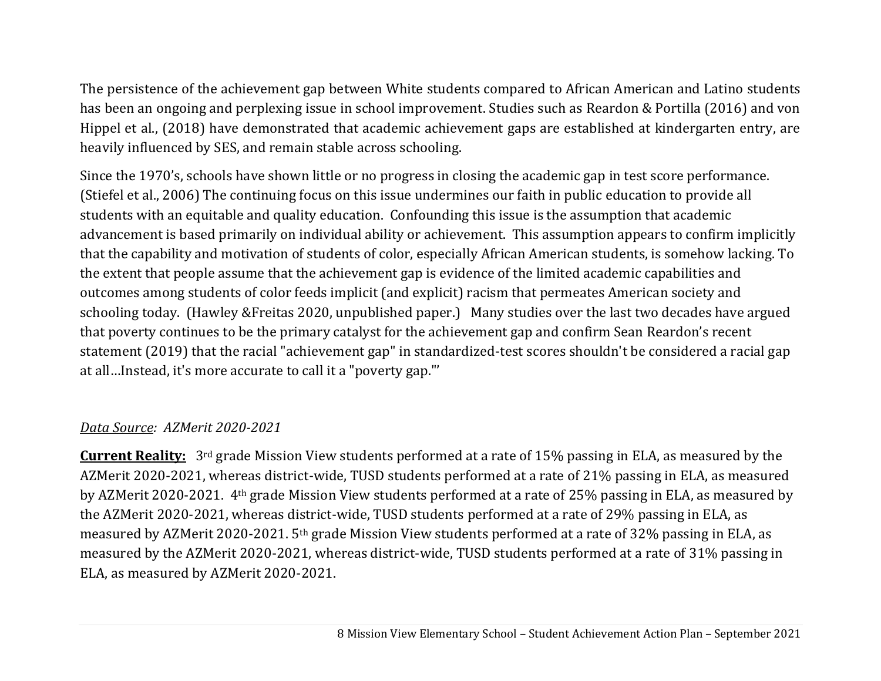The persistence of the achievement gap between White students compared to African American and Latino students has been an ongoing and perplexing issue in school improvement. Studies such as Reardon & Portilla (2016) and von Hippel et al., (2018) have demonstrated that academic achievement gaps are established at kindergarten entry, are heavily influenced by SES, and remain stable across schooling.

Since the 1970's, schools have shown little or no progress in closing the academic gap in test score performance. (Stiefel et al., 2006) The continuing focus on this issue undermines our faith in public education to provide all students with an equitable and quality education. Confounding this issue is the assumption that academic advancement is based primarily on individual ability or achievement. This assumption appears to confirm implicitly that the capability and motivation of students of color, especially African American students, is somehow lacking. To the extent that people assume that the achievement gap is evidence of the limited academic capabilities and outcomes among students of color feeds implicit (and explicit) racism that permeates American society and schooling today. (Hawley &Freitas 2020, unpublished paper.) Many studies over the last two decades have argued that poverty continues to be the primary catalyst for the achievement gap and confirm Sean Reardon's recent statement (2019) that the racial "achievement gap" in standardized-test scores shouldn't be considered a racial gap at all…Instead, it's more accurate to call it a "poverty gap."'

*<u>Data Source</u>: AZMerit 2020-2021*

**<u>Current Reality:</u>** 3rd grade Mission View students performed at a rate of 15% passing in ELA, as measured by the AZMerit 2020-2021, whereas district-wide, TUSD students performed at a rate of 21% passing in ELA, as measured by AZMerit 2020-2021. 4th grade Mission View students performed at a rate of 25% passing in ELA, as measured by the AZMerit 2020-2021, whereas district-wide, TUSD students performed at a rate of 29% passing in ELA, as measured by AZMerit 2020-2021. 5th grade Mission View students performed at a rate of 32% passing in ELA, as measured by the AZMerit 2020-2021, whereas district-wide, TUSD students performed at a rate of 31% passing in ELA, as measured by AZMerit 2020-2021.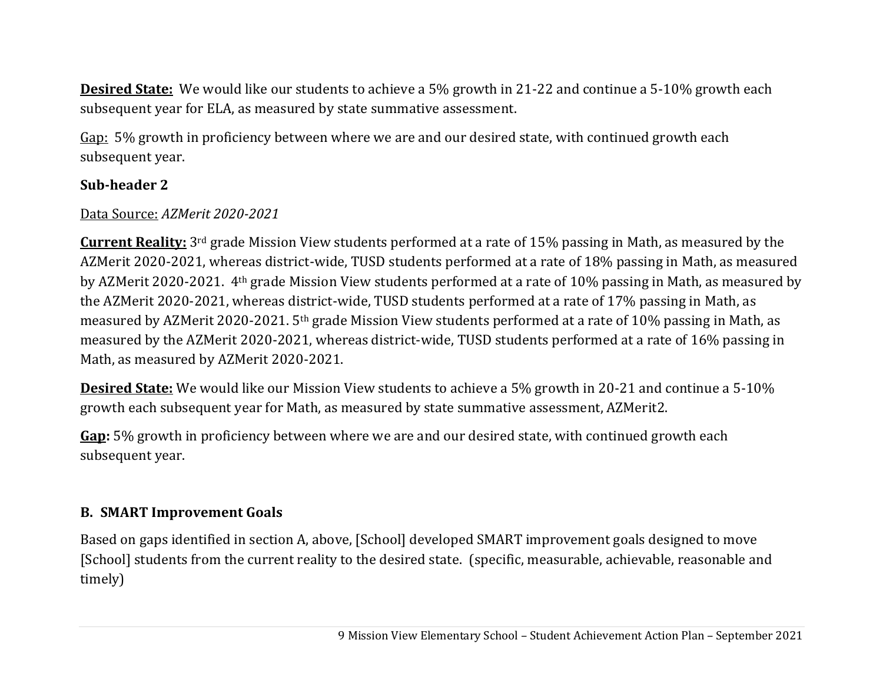**<u>Desired State:</u>** We would like our students to achieve a 5% growth in 21-22 and continue a 5-10% growth each subsequent year for ELA, as measured by state summative assessment.

<u>Gap:</u> 5% growth in proficiency between where we are and our desired state, with continued growth each subsequent year.

**Sub-header 2**

<u>Data Source:</u> *AZMerit 2020-2021*

**<u>Current Reality:</u>** 3rd grade Mission View students performed at a rate of 15% passing in Math, as measured by the AZMerit 2020-2021, whereas district-wide, TUSD students performed at a rate of 18% passing in Math, as measured by AZMerit 2020-2021. 4th grade Mission View students performed at a rate of 10% passing in Math, as measured by the AZMerit 2020-2021, whereas district-wide, TUSD students performed at a rate of 17% passing in Math, as measured by AZMerit 2020-2021. 5th grade Mission View students performed at a rate of 10% passing in Math, as measured by the AZMerit 2020-2021, whereas district-wide, TUSD students performed at a rate of 16% passing in Math, as measured by AZMerit 2020-2021.

**<u>Desired State:</u>** We would like our Mission View students to achieve a 5% growth in 20-21 and continue a 5-10% growth each subsequent year for Math, as measured by state summative assessment, AZMerit2.

**<u>Gap</u>:** 5% growth in proficiency between where we are and our desired state, with continued growth each subsequent year.

### B. SMART Improvement Goals

Based on gaps identified in section A, above, [School] developed SMART improvement goals designed to move [School] students from the current reality to the desired state. (specific, measurable, achievable, reasonable and timely)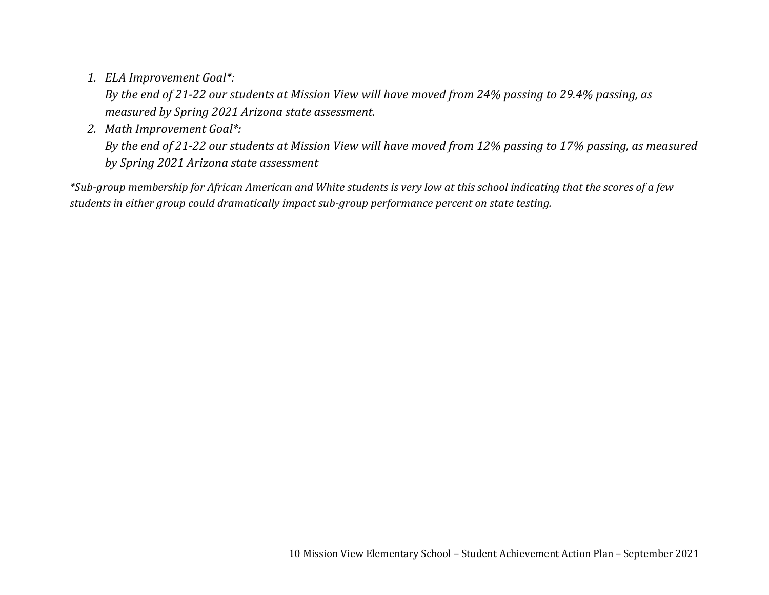1. *ELA Improvement Goal*:*
   *By the end of 21-22 our students at Mission View will have moved from 24% passing to 29.4% passing, as measured by Spring 2021 Arizona state assessment.*
2. *Math Improvement Goal*:*
   *By the end of 21-22 our students at Mission View will have moved from 12% passing to 17% passing, as measured by Spring 2021 Arizona state assessment*

**Sub-group membership for African American and White students is very low at this school indicating that the scores of a few students in either group could dramatically impact sub-group performance percent on state testing.*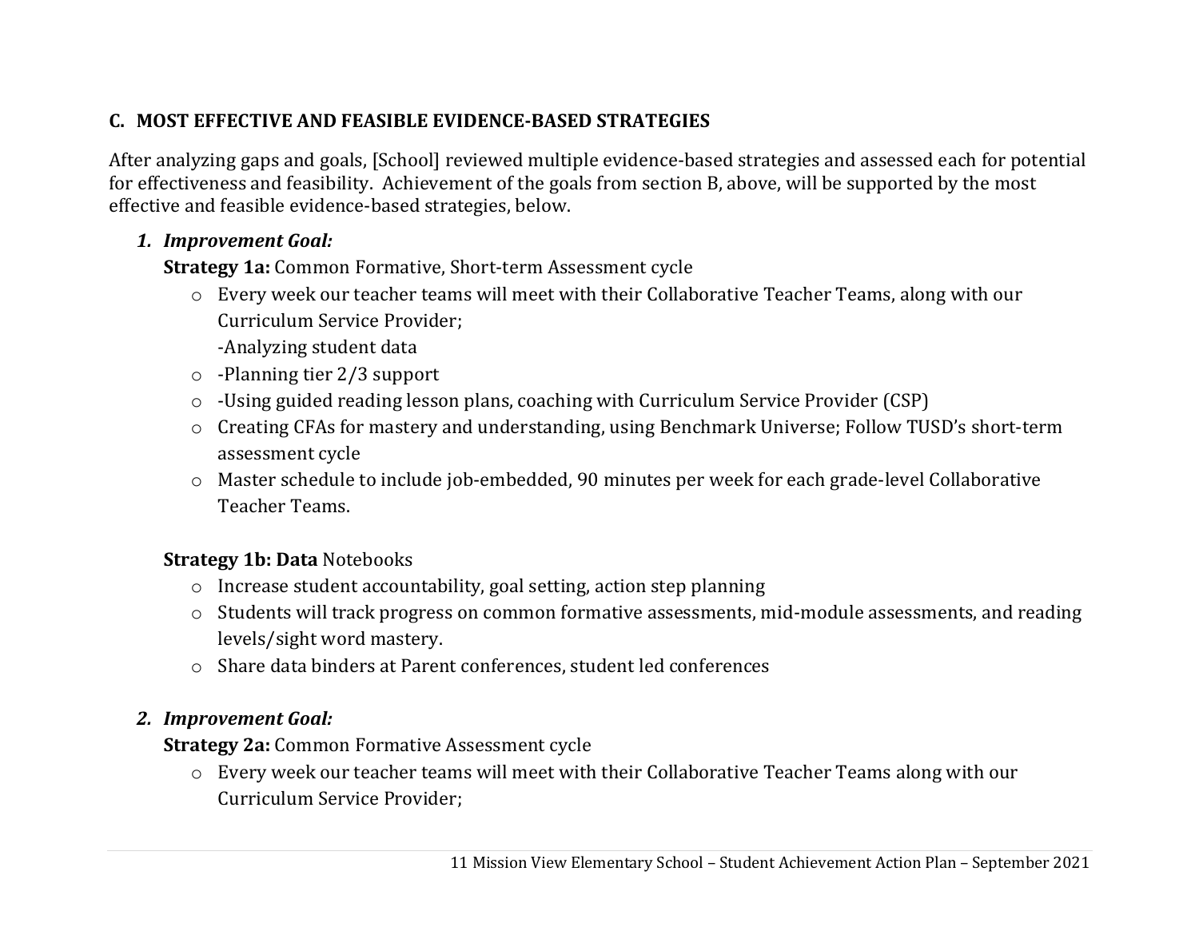## C. MOST EFFECTIVE AND FEASIBLE EVIDENCE-BASED STRATEGIES

After analyzing gaps and goals, [School] reviewed multiple evidence-based strategies and assessed each for potential for effectiveness and feasibility. Achievement of the goals from section B, above, will be supported by the most effective and feasible evidence-based strategies, below.

1. ***Improvement Goal:***

   **Strategy 1a:** Common Formative, Short-term Assessment cycle

   - Every week our teacher teams will meet with their Collaborative Teacher Teams, along with our Curriculum Service Provider;
     -Analyzing student data
   - -Planning tier 2/3 support
   - -Using guided reading lesson plans, coaching with Curriculum Service Provider (CSP)
   - Creating CFAs for mastery and understanding, using Benchmark Universe; Follow TUSD's short-term assessment cycle
   - Master schedule to include job-embedded, 90 minutes per week for each grade-level Collaborative Teacher Teams.

   **Strategy 1b: Data** Notebooks

   - Increase student accountability, goal setting, action step planning
   - Students will track progress on common formative assessments, mid-module assessments, and reading levels/sight word mastery.
   - Share data binders at Parent conferences, student led conferences

2. ***Improvement Goal:***

   **Strategy 2a:** Common Formative Assessment cycle

   - Every week our teacher teams will meet with their Collaborative Teacher Teams along with our Curriculum Service Provider;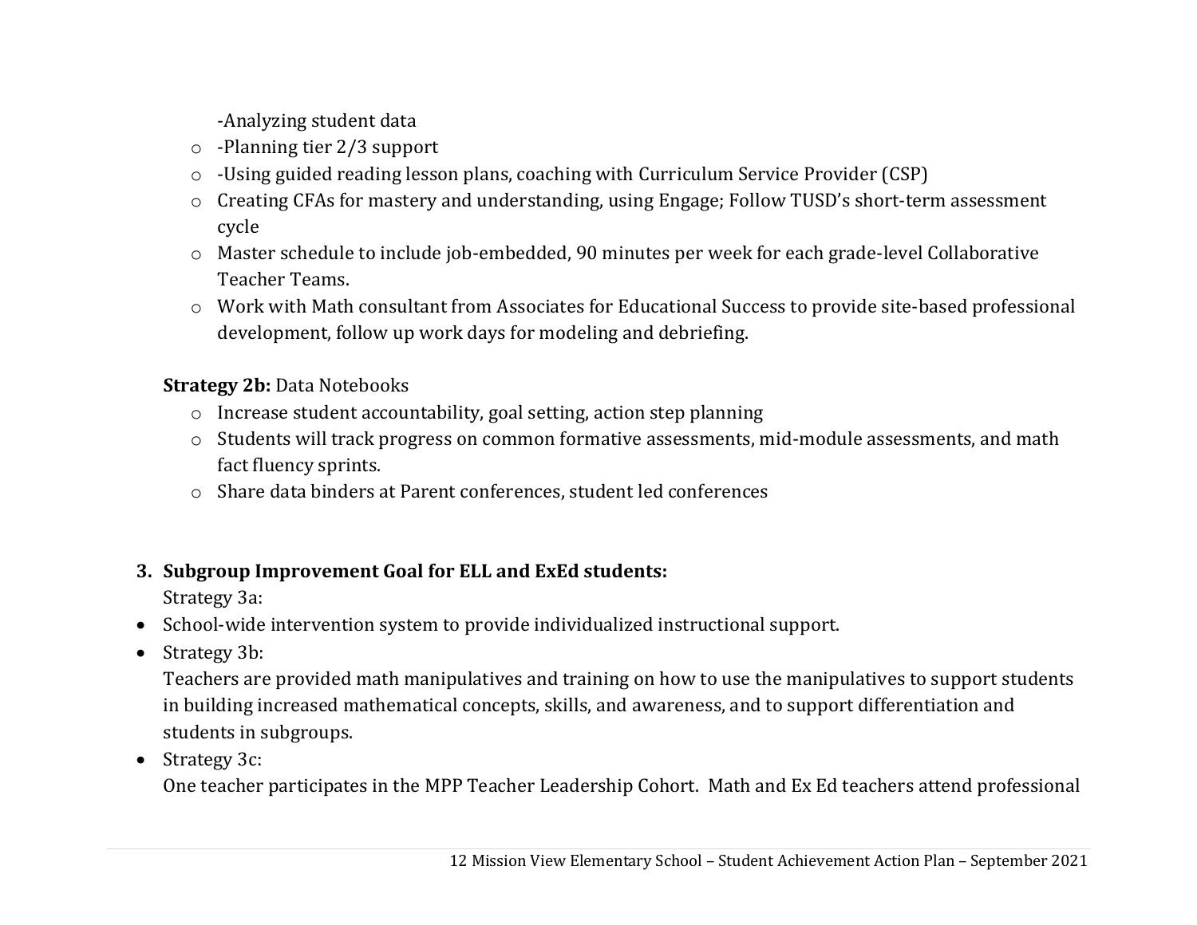-Analyzing student data

- -Planning tier 2/3 support
- -Using guided reading lesson plans, coaching with Curriculum Service Provider (CSP)
- Creating CFAs for mastery and understanding, using Engage; Follow TUSD's short-term assessment cycle
- Master schedule to include job-embedded, 90 minutes per week for each grade-level Collaborative Teacher Teams.
- Work with Math consultant from Associates for Educational Success to provide site-based professional development, follow up work days for modeling and debriefing.

**Strategy 2b:** Data Notebooks

- Increase student accountability, goal setting, action step planning
- Students will track progress on common formative assessments, mid-module assessments, and math fact fluency sprints.
- Share data binders at Parent conferences, student led conferences

3. **Subgroup Improvement Goal for ELL and ExEd students:**
   Strategy 3a:

- School-wide intervention system to provide individualized instructional support.
- Strategy 3b:
  Teachers are provided math manipulatives and training on how to use the manipulatives to support students in building increased mathematical concepts, skills, and awareness, and to support differentiation and students in subgroups.
- Strategy 3c:
  One teacher participates in the MPP Teacher Leadership Cohort. Math and Ex Ed teachers attend professional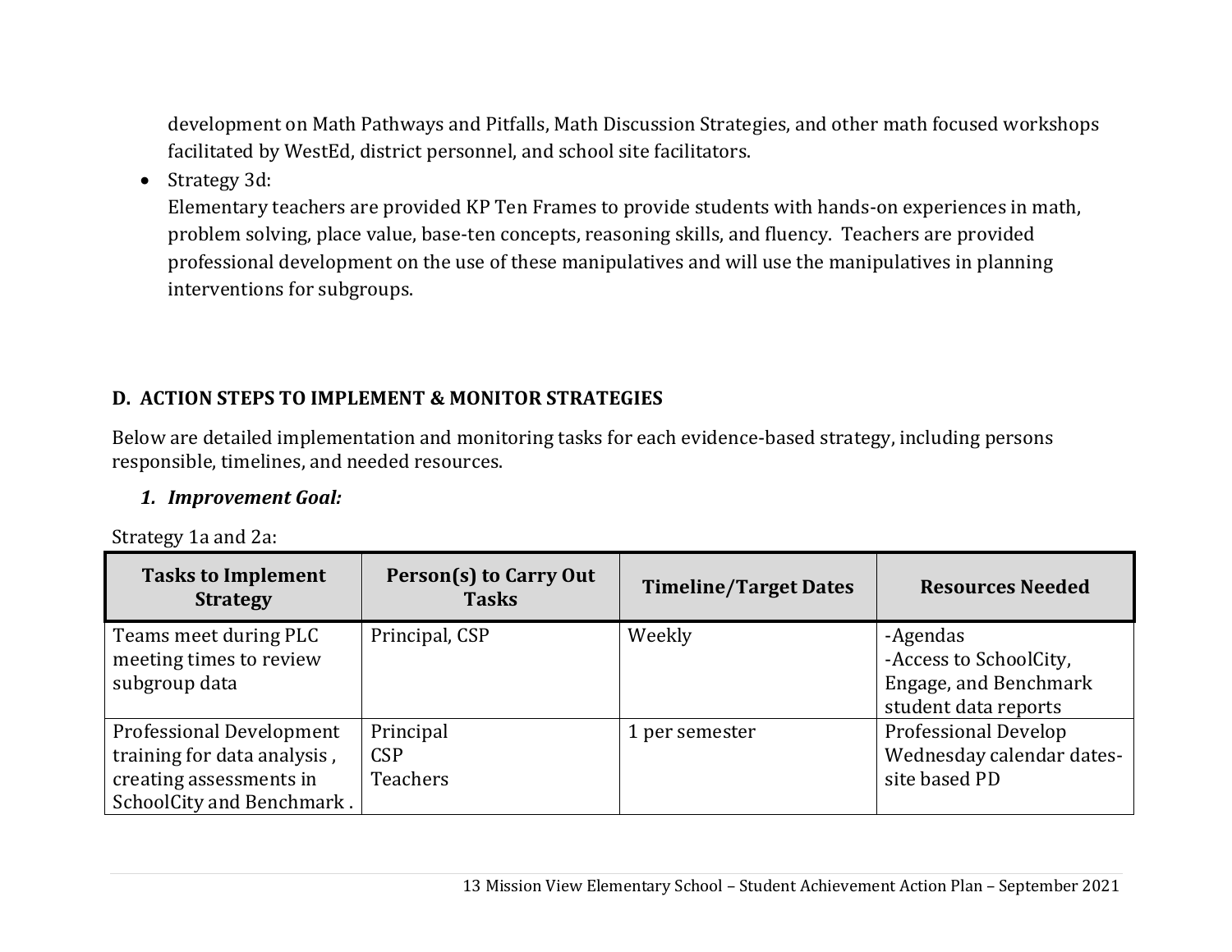development on Math Pathways and Pitfalls, Math Discussion Strategies, and other math focused workshops facilitated by WestEd, district personnel, and school site facilitators.

- Strategy 3d:
  Elementary teachers are provided KP Ten Frames to provide students with hands-on experiences in math, problem solving, place value, base-ten concepts, reasoning skills, and fluency. Teachers are provided professional development on the use of these manipulatives and will use the manipulatives in planning interventions for subgroups.

## D. ACTION STEPS TO IMPLEMENT & MONITOR STRATEGIES

Below are detailed implementation and monitoring tasks for each evidence-based strategy, including persons responsible, timelines, and needed resources.

### *1. Improvement Goal:*

Strategy 1a and 2a:

| Tasks to Implement Strategy | Person(s) to Carry Out Tasks | Timeline/Target Dates | Resources Needed |
| --- | --- | --- | --- |
| Teams meet during PLC meeting times to review subgroup data | Principal, CSP | Weekly | -Agendas<br>-Access to SchoolCity, Engage, and Benchmark student data reports |
| Professional Development training for data analysis , creating assessments in SchoolCity and Benchmark . | Principal<br>CSP<br>Teachers | 1 per semester | Professional Develop Wednesday calendar dates- site based PD |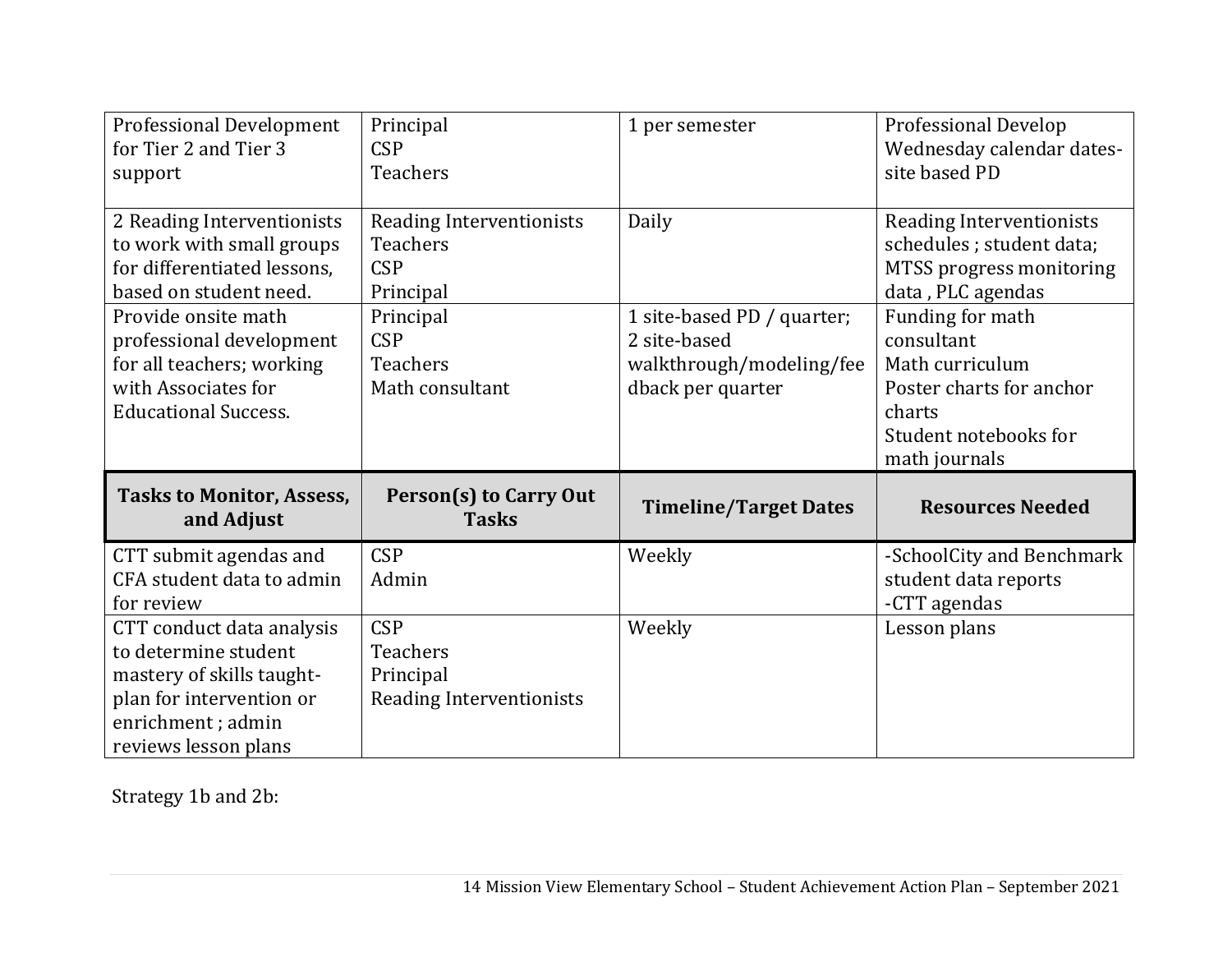| | | | |
|---|---|---|---|
| Professional Development for Tier 2 and Tier 3 support | Principal<br>CSP<br>Teachers | 1 per semester | Professional Develop Wednesday calendar dates-site based PD |
| 2 Reading Interventionists to work with small groups for differentiated lessons, based on student need. | Reading Interventionists<br>Teachers<br>CSP<br>Principal | Daily | Reading Interventionists schedules ; student data; MTSS progress monitoring data , PLC agendas |
| Provide onsite math professional development for all teachers; working with Associates for Educational Success. | Principal<br>CSP<br>Teachers<br>Math consultant | 1 site-based PD / quarter; 2 site-based walkthrough/modeling/feedback per quarter | Funding for math consultant<br>Math curriculum<br>Poster charts for anchor charts<br>Student notebooks for math journals |
| **Tasks to Monitor, Assess, and Adjust** | **Person(s) to Carry Out Tasks** | **Timeline/Target Dates** | **Resources Needed** |
| CTT submit agendas and CFA student data to admin for review | CSP<br>Admin | Weekly | -SchoolCity and Benchmark student data reports<br>-CTT agendas |
| CTT conduct data analysis to determine student mastery of skills taught-plan for intervention or enrichment ; admin reviews lesson plans | CSP<br>Teachers<br>Principal<br>Reading Interventionists | Weekly | Lesson plans |

Strategy 1b and 2b: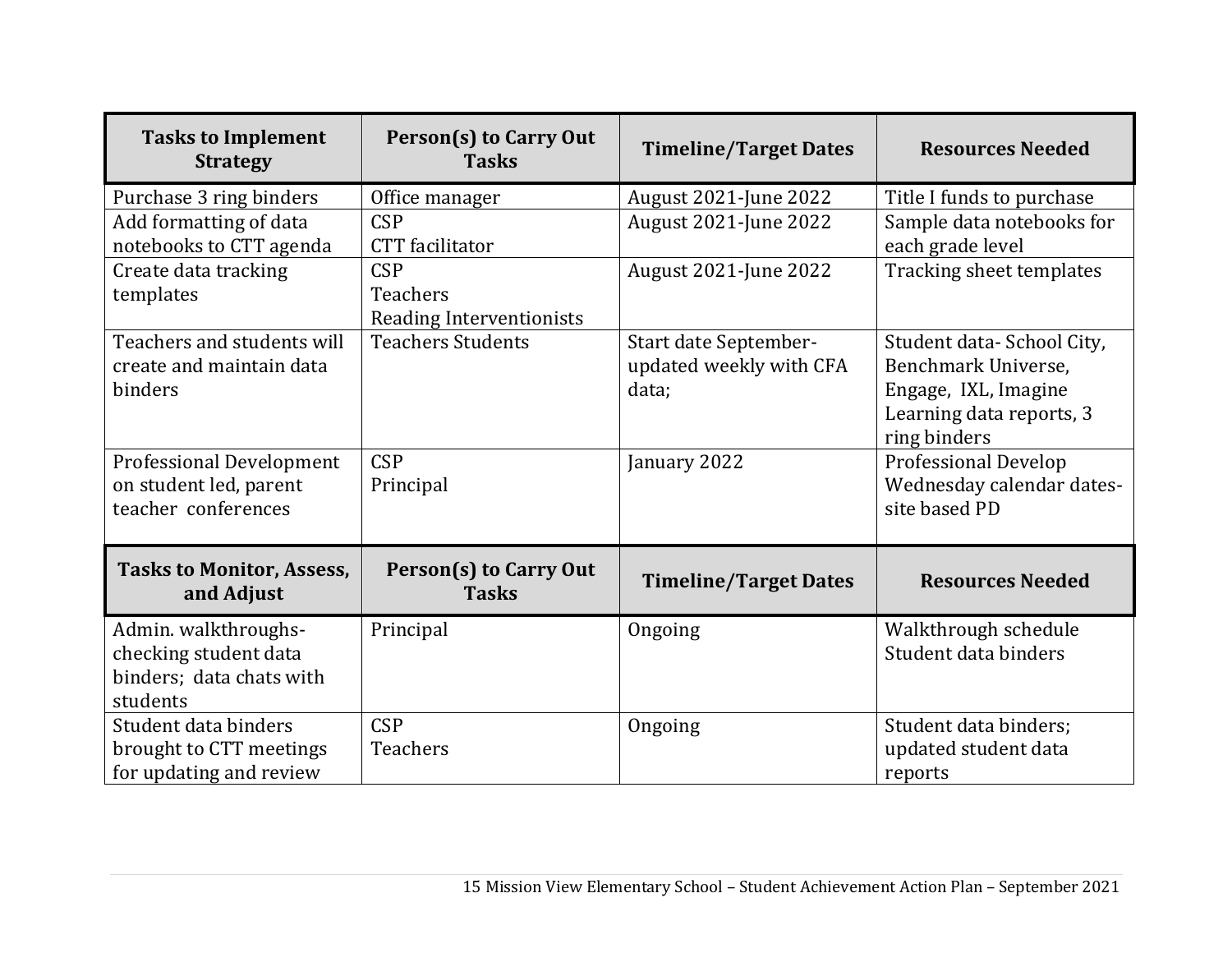| Tasks to Implement Strategy | Person(s) to Carry Out Tasks | Timeline/Target Dates | Resources Needed |
|---|---|---|---|
| Purchase 3 ring binders | Office manager | August 2021-June 2022 | Title I funds to purchase |
| Add formatting of data notebooks to CTT agenda | CSP<br>CTT facilitator | August 2021-June 2022 | Sample data notebooks for each grade level |
| Create data tracking templates | CSP<br>Teachers<br>Reading Interventionists | August 2021-June 2022 | Tracking sheet templates |
| Teachers and students will create and maintain data binders | Teachers Students | Start date September- updated weekly with CFA data; | Student data- School City, Benchmark Universe, Engage, IXL, Imagine Learning data reports, 3 ring binders |
| Professional Development on student led, parent teacher conferences | CSP<br>Principal | January 2022 | Professional Develop Wednesday calendar dates- site based PD |

| Tasks to Monitor, Assess, and Adjust | Person(s) to Carry Out Tasks | Timeline/Target Dates | Resources Needed |
|---|---|---|---|
| Admin. walkthroughs- checking student data binders; data chats with students | Principal | Ongoing | Walkthrough schedule<br>Student data binders |
| Student data binders brought to CTT meetings for updating and review | CSP<br>Teachers | Ongoing | Student data binders; updated student data reports |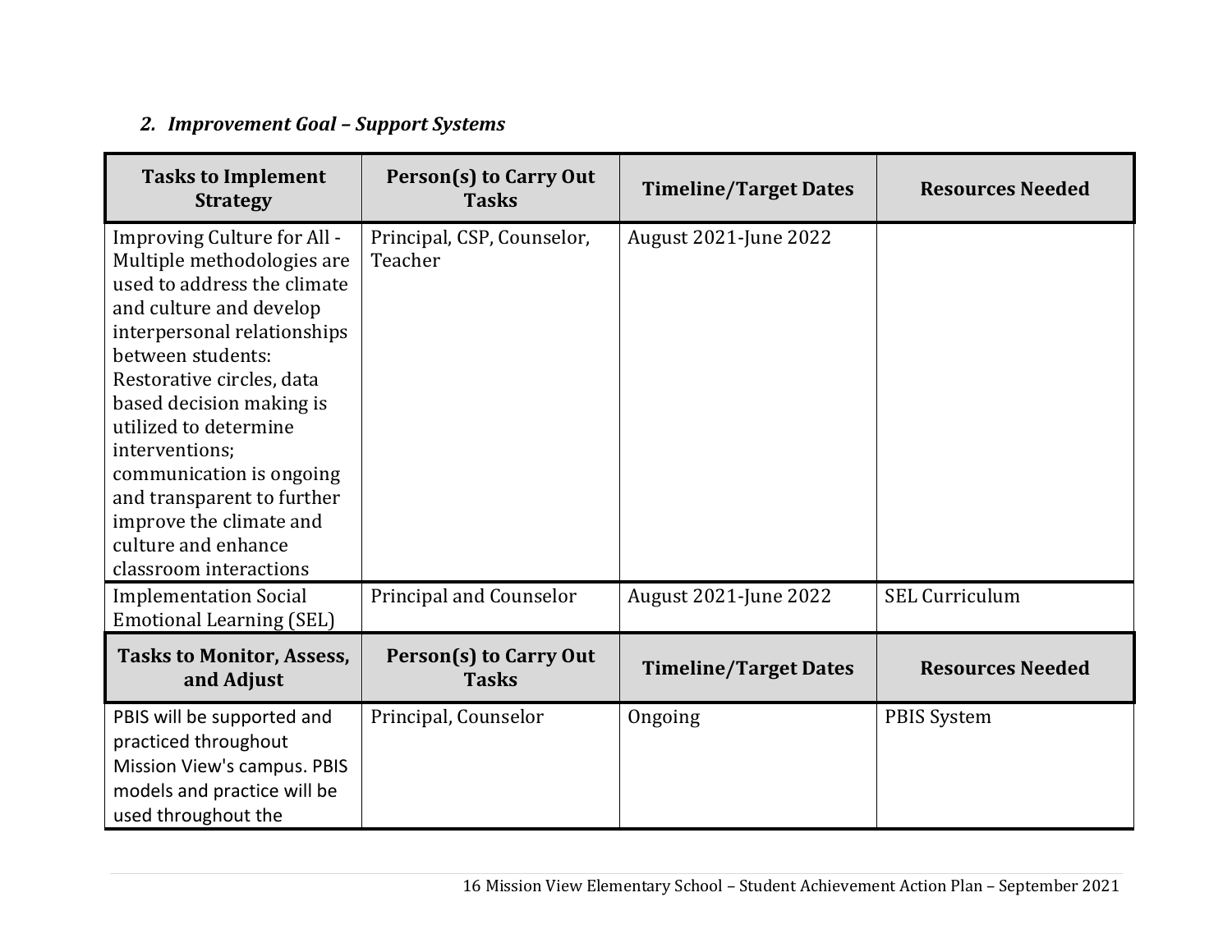### *2. Improvement Goal – Support Systems*

| Tasks to Implement Strategy | Person(s) to Carry Out Tasks | Timeline/Target Dates | Resources Needed |
|---|---|---|---|
| Improving Culture for All - Multiple methodologies are used to address the climate and culture and develop interpersonal relationships between students: Restorative circles, data based decision making is utilized to determine interventions; communication is ongoing and transparent to further improve the climate and culture and enhance classroom interactions | Principal, CSP, Counselor, Teacher | August 2021-June 2022 | |
| Implementation Social Emotional Learning (SEL) | Principal and Counselor | August 2021-June 2022 | SEL Curriculum |
| **Tasks to Monitor, Assess, and Adjust** | **Person(s) to Carry Out Tasks** | **Timeline/Target Dates** | **Resources Needed** |
| PBIS will be supported and practiced throughout Mission View's campus. PBIS models and practice will be used throughout the | Principal, Counselor | Ongoing | PBIS System |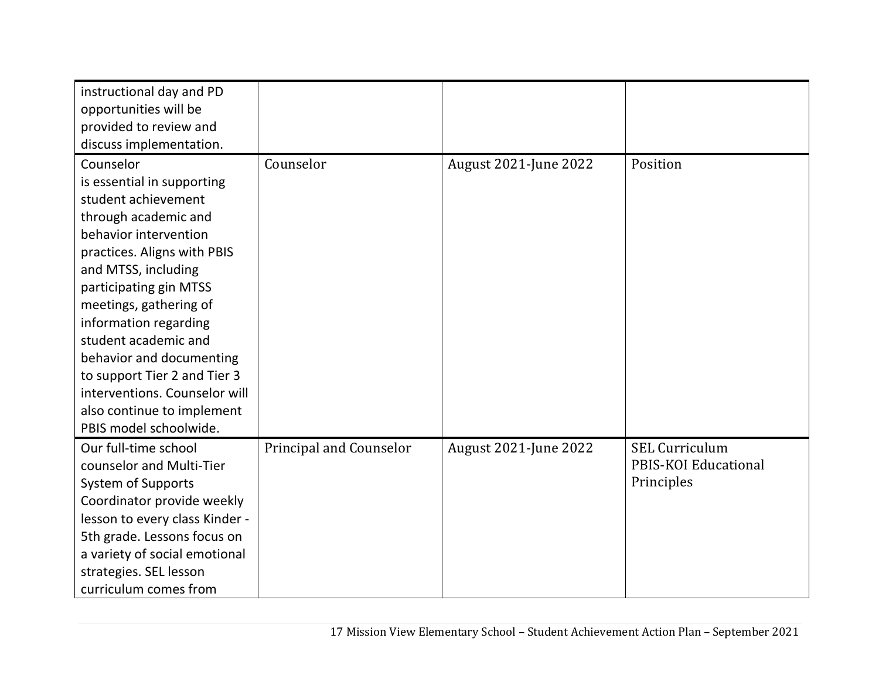| | | | |
|---|---|---|---|
| instructional day and PD opportunities will be provided to review and discuss implementation. | | | |
| Counselor is essential in supporting student achievement through academic and behavior intervention practices. Aligns with PBIS and MTSS, including participating gin MTSS meetings, gathering of information regarding student academic and behavior and documenting to support Tier 2 and Tier 3 interventions. Counselor will also continue to implement PBIS model schoolwide. | Counselor | August 2021-June 2022 | Position |
| Our full-time school counselor and Multi-Tier System of Supports Coordinator provide weekly lesson to every class Kinder - 5th grade. Lessons focus on a variety of social emotional strategies. SEL lesson curriculum comes from | Principal and Counselor | August 2021-June 2022 | SEL Curriculum<br>PBIS-KOI Educational Principles |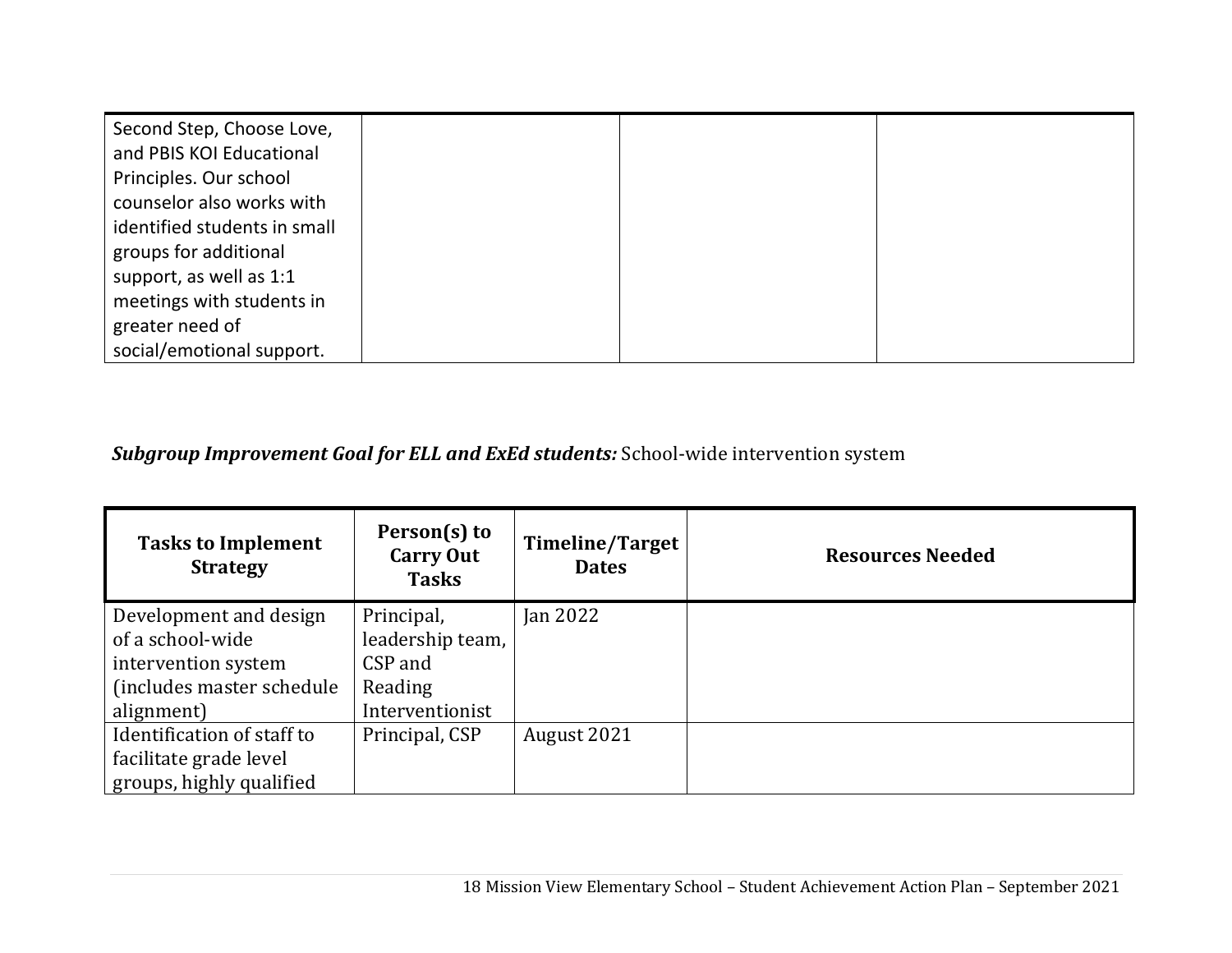| | | | |
|---|---|---|---|
| Second Step, Choose Love, and PBIS KOI Educational Principles. Our school counselor also works with identified students in small groups for additional support, as well as 1:1 meetings with students in greater need of social/emotional support. | | | |

***Subgroup Improvement Goal for ELL and ExEd students:*** School-wide intervention system

| Tasks to Implement Strategy | Person(s) to Carry Out Tasks | Timeline/Target Dates | Resources Needed |
|---|---|---|---|
| Development and design of a school-wide intervention system (includes master schedule alignment) | Principal, leadership team, CSP and Reading Interventionist | Jan 2022 | |
| Identification of staff to facilitate grade level groups, highly qualified | Principal, CSP | August 2021 | |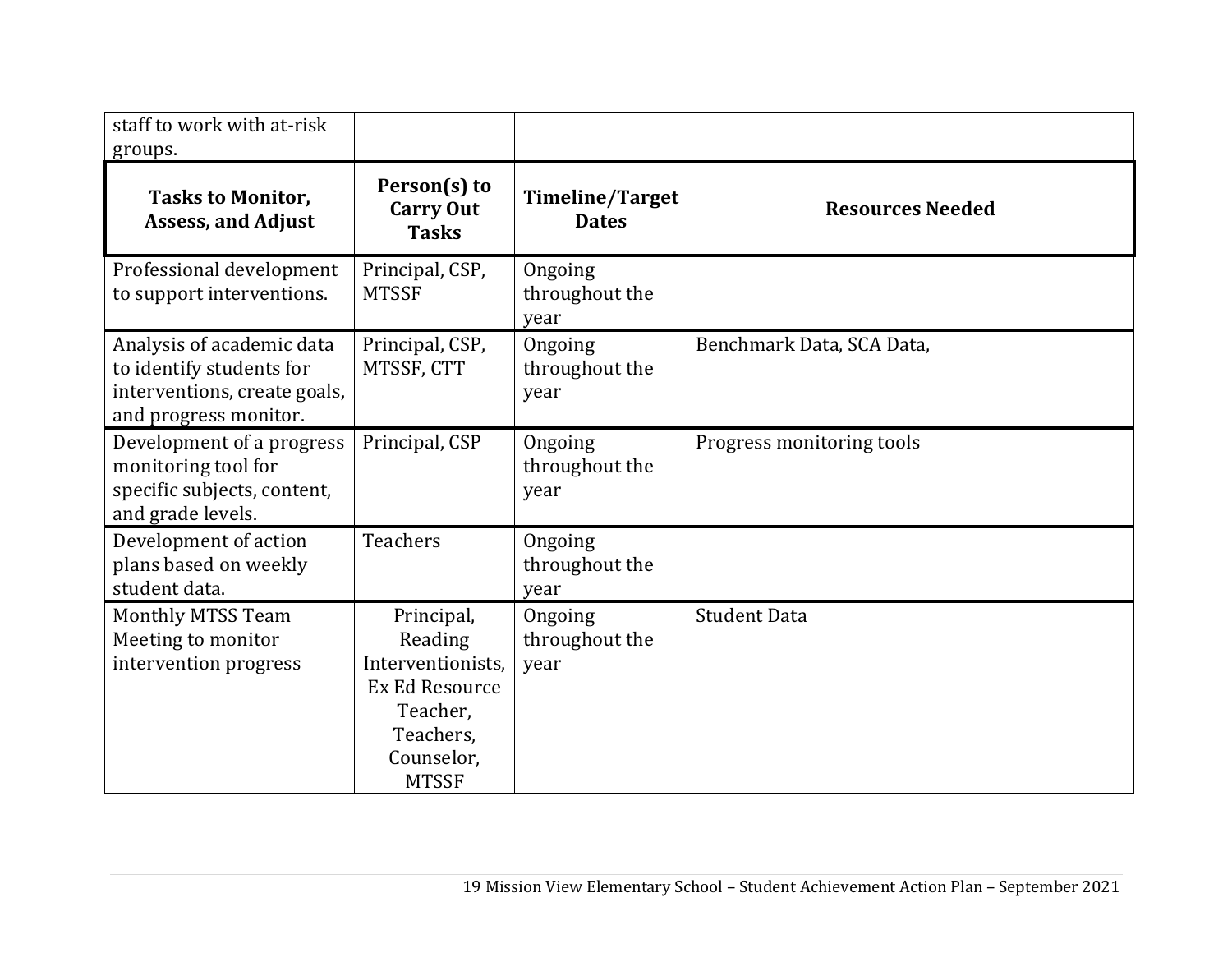| | | | |
|---|---|---|---|
| staff to work with at-risk groups. | | | |
| **Tasks to Monitor, Assess, and Adjust** | **Person(s) to Carry Out Tasks** | **Timeline/Target Dates** | **Resources Needed** |
| Professional development to support interventions. | Principal, CSP, MTSSF | Ongoing throughout the year | |
| Analysis of academic data to identify students for interventions, create goals, and progress monitor. | Principal, CSP, MTSSF, CTT | Ongoing throughout the year | Benchmark Data, SCA Data, |
| Development of a progress monitoring tool for specific subjects, content, and grade levels. | Principal, CSP | Ongoing throughout the year | Progress monitoring tools |
| Development of action plans based on weekly student data. | Teachers | Ongoing throughout the year | |
| Monthly MTSS Team Meeting to monitor intervention progress | Principal, Reading Interventionists, Ex Ed Resource Teacher, Teachers, Counselor, MTSSF | Ongoing throughout the year | Student Data |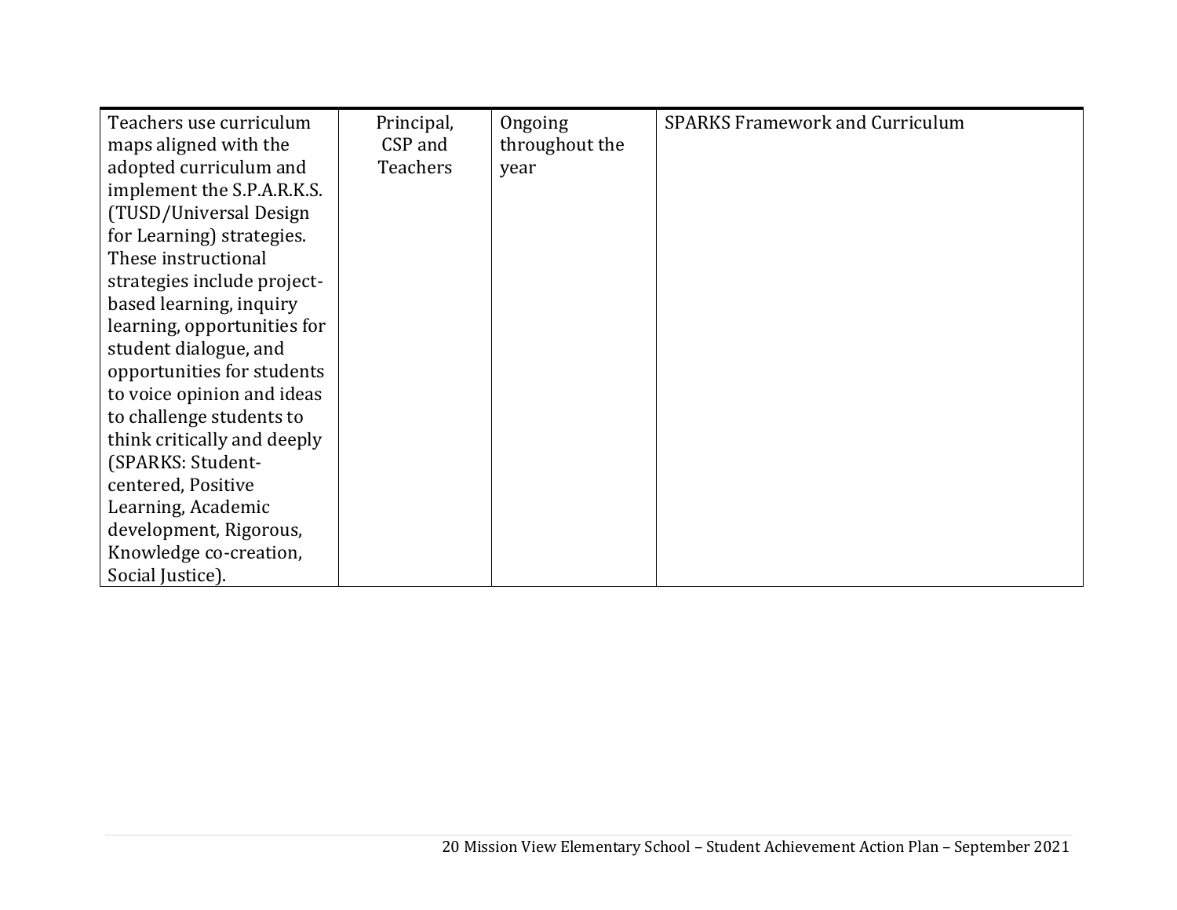| | | | |
|---|---|---|---|
| Teachers use curriculum maps aligned with the adopted curriculum and implement the S.P.A.R.K.S. (TUSD/Universal Design for Learning) strategies. These instructional strategies include project-based learning, inquiry learning, opportunities for student dialogue, and opportunities for students to voice opinion and ideas to challenge students to think critically and deeply (SPARKS: Student-centered, Positive Learning, Academic development, Rigorous, Knowledge co-creation, Social Justice). | Principal, CSP and Teachers | Ongoing throughout the year | SPARKS Framework and Curriculum |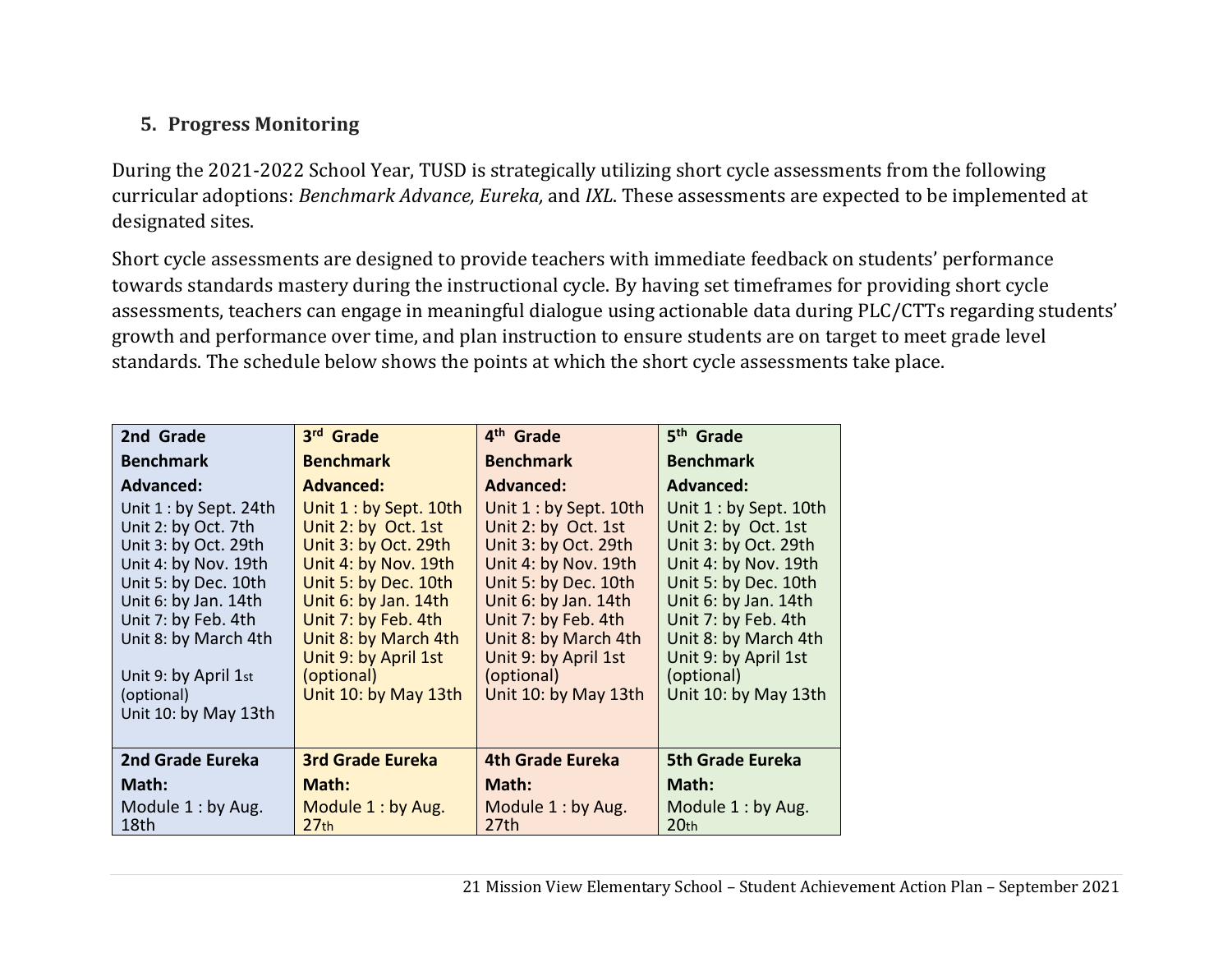### 5. Progress Monitoring

During the 2021-2022 School Year, TUSD is strategically utilizing short cycle assessments from the following curricular adoptions: *Benchmark Advance, Eureka,* and *IXL*. These assessments are expected to be implemented at designated sites.

Short cycle assessments are designed to provide teachers with immediate feedback on students' performance towards standards mastery during the instructional cycle. By having set timeframes for providing short cycle assessments, teachers can engage in meaningful dialogue using actionable data during PLC/CTTs regarding students' growth and performance over time, and plan instruction to ensure students are on target to meet grade level standards. The schedule below shows the points at which the short cycle assessments take place.

| **2nd Grade Benchmark Advanced:** | **3rd Grade Benchmark Advanced:** | **4th Grade Benchmark Advanced:** | **5th Grade Benchmark Advanced:** |
|---|---|---|---|
| Unit 1 : by Sept. 24th<br>Unit 2: by Oct. 7th<br>Unit 3: by Oct. 29th<br>Unit 4: by Nov. 19th<br>Unit 5: by Dec. 10th<br>Unit 6: by Jan. 14th<br>Unit 7: by Feb. 4th<br>Unit 8: by March 4th<br>Unit 9: by April 1st (optional)<br>Unit 10: by May 13th | Unit 1 : by Sept. 10th<br>Unit 2: by Oct. 1st<br>Unit 3: by Oct. 29th<br>Unit 4: by Nov. 19th<br>Unit 5: by Dec. 10th<br>Unit 6: by Jan. 14th<br>Unit 7: by Feb. 4th<br>Unit 8: by March 4th<br>Unit 9: by April 1st (optional)<br>Unit 10: by May 13th | Unit 1 : by Sept. 10th<br>Unit 2: by Oct. 1st<br>Unit 3: by Oct. 29th<br>Unit 4: by Nov. 19th<br>Unit 5: by Dec. 10th<br>Unit 6: by Jan. 14th<br>Unit 7: by Feb. 4th<br>Unit 8: by March 4th<br>Unit 9: by April 1st (optional)<br>Unit 10: by May 13th | Unit 1 : by Sept. 10th<br>Unit 2: by Oct. 1st<br>Unit 3: by Oct. 29th<br>Unit 4: by Nov. 19th<br>Unit 5: by Dec. 10th<br>Unit 6: by Jan. 14th<br>Unit 7: by Feb. 4th<br>Unit 8: by March 4th<br>Unit 9: by April 1st (optional)<br>Unit 10: by May 13th |
| **2nd Grade Eureka Math:** | **3rd Grade Eureka Math:** | **4th Grade Eureka Math:** | **5th Grade Eureka Math:** |
| Module 1 : by Aug. 18th | Module 1 : by Aug. 27th | Module 1 : by Aug. 27th | Module 1 : by Aug. 20th |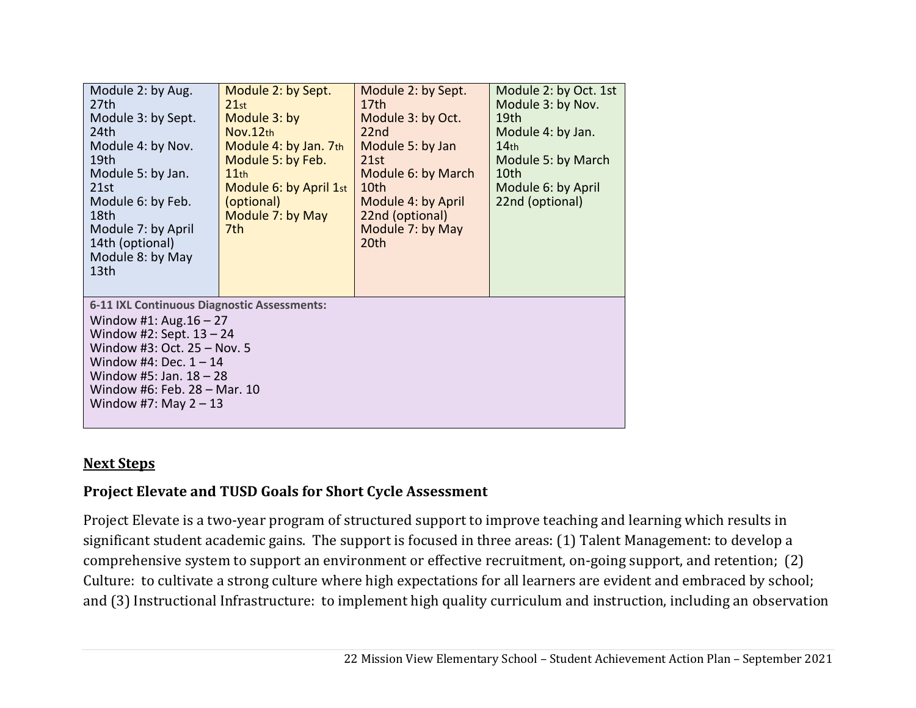| | | | |
|---|---|---|---|
| Module 2: by Aug. 27th<br>Module 3: by Sept. 24th<br>Module 4: by Nov. 19th<br>Module 5: by Jan. 21st<br>Module 6: by Feb. 18th<br>Module 7: by April 14th (optional)<br>Module 8: by May 13th | Module 2: by Sept. 21st<br>Module 3: by Nov.12th<br>Module 4: by Jan. 7th<br>Module 5: by Feb. 11th<br>Module 6: by April 1st (optional)<br>Module 7: by May 7th | Module 2: by Sept. 17th<br>Module 3: by Oct. 22nd<br>Module 5: by Jan 21st<br>Module 6: by March 10th<br>Module 4: by April 22nd (optional)<br>Module 7: by May 20th | Module 2: by Oct. 1st<br>Module 3: by Nov. 19th<br>Module 4: by Jan. 14th<br>Module 5: by March 10th<br>Module 6: by April 22nd (optional) |
| **6-11 IXL Continuous Diagnostic Assessments:**<br>Window #1: Aug.16 – 27<br>Window #2: Sept. 13 – 24<br>Window #3: Oct. 25 – Nov. 5<br>Window #4: Dec. 1 – 14<br>Window #5: Jan. 18 – 28<br>Window #6: Feb. 28 – Mar. 10<br>Window #7: May 2 – 13 | | | |

## Next Steps

### Project Elevate and TUSD Goals for Short Cycle Assessment

Project Elevate is a two-year program of structured support to improve teaching and learning which results in significant student academic gains. The support is focused in three areas: (1) Talent Management: to develop a comprehensive system to support an environment or effective recruitment, on-going support, and retention; (2) Culture: to cultivate a strong culture where high expectations for all learners are evident and embraced by school; and (3) Instructional Infrastructure: to implement high quality curriculum and instruction, including an observation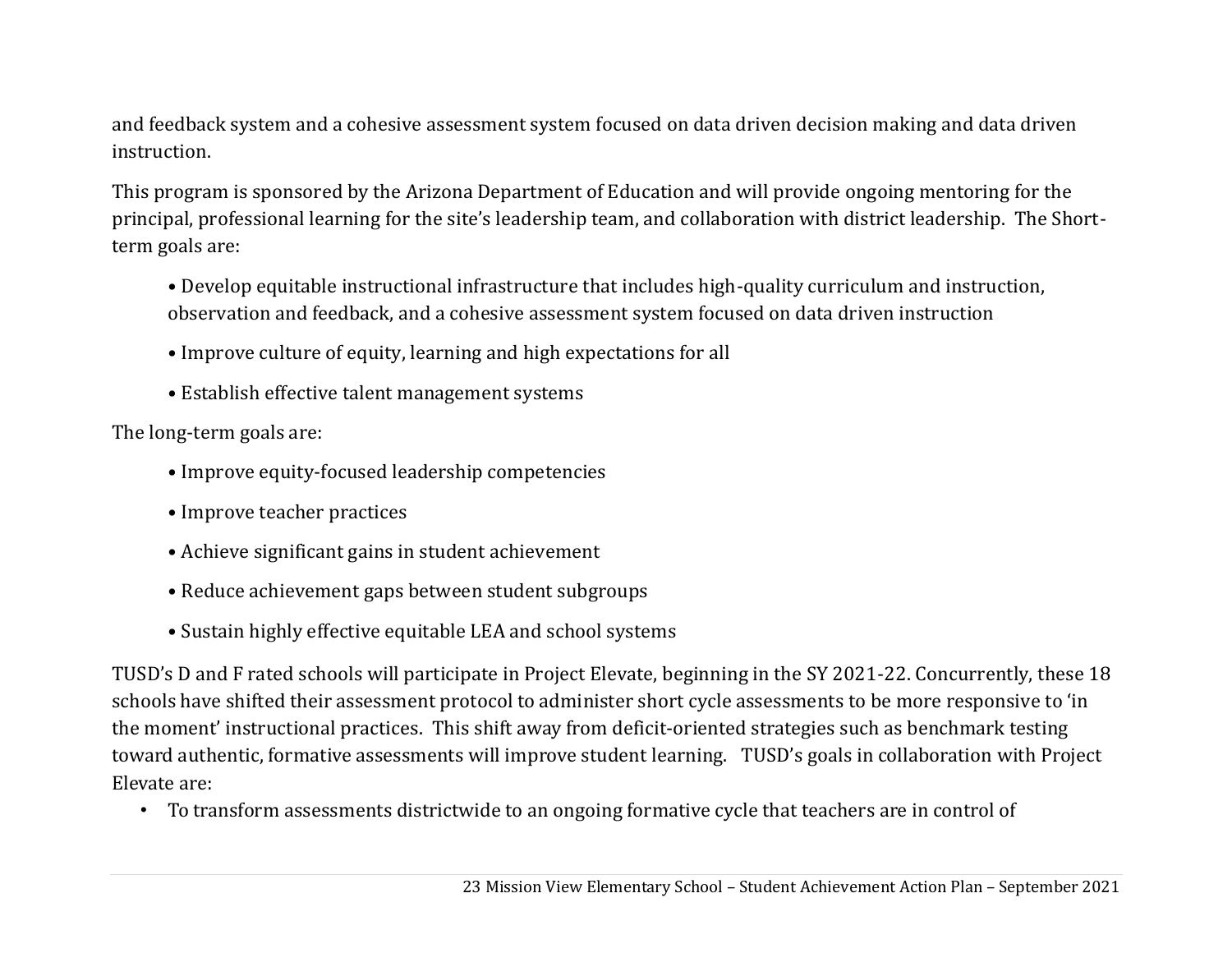and feedback system and a cohesive assessment system focused on data driven decision making and data driven instruction.

This program is sponsored by the Arizona Department of Education and will provide ongoing mentoring for the principal, professional learning for the site's leadership team, and collaboration with district leadership. The Short-term goals are:

- Develop equitable instructional infrastructure that includes high-quality curriculum and instruction, observation and feedback, and a cohesive assessment system focused on data driven instruction
- Improve culture of equity, learning and high expectations for all
- Establish effective talent management systems

The long-term goals are:

- Improve equity-focused leadership competencies
- Improve teacher practices
- Achieve significant gains in student achievement
- Reduce achievement gaps between student subgroups
- Sustain highly effective equitable LEA and school systems

TUSD's D and F rated schools will participate in Project Elevate, beginning in the SY 2021-22. Concurrently, these 18 schools have shifted their assessment protocol to administer short cycle assessments to be more responsive to 'in the moment' instructional practices. This shift away from deficit-oriented strategies such as benchmark testing toward authentic, formative assessments will improve student learning. TUSD's goals in collaboration with Project Elevate are:

- To transform assessments districtwide to an ongoing formative cycle that teachers are in control of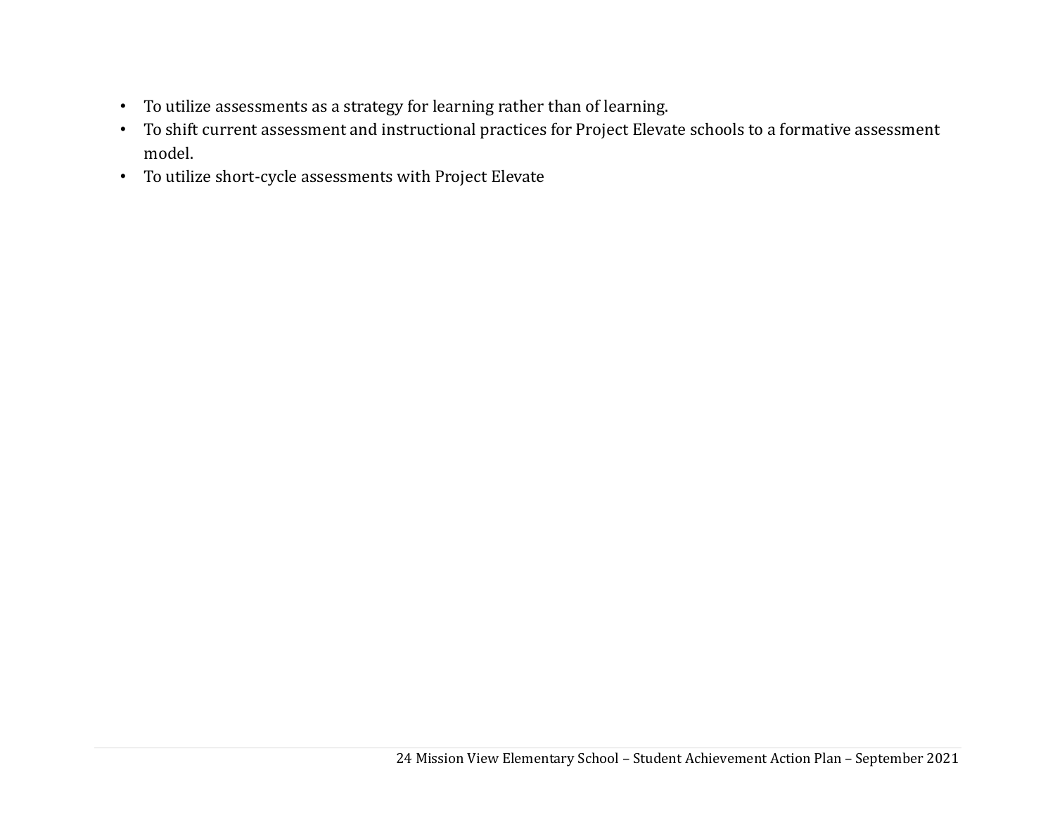- To utilize assessments as a strategy for learning rather than of learning.
- To shift current assessment and instructional practices for Project Elevate schools to a formative assessment model.
- To utilize short-cycle assessments with Project Elevate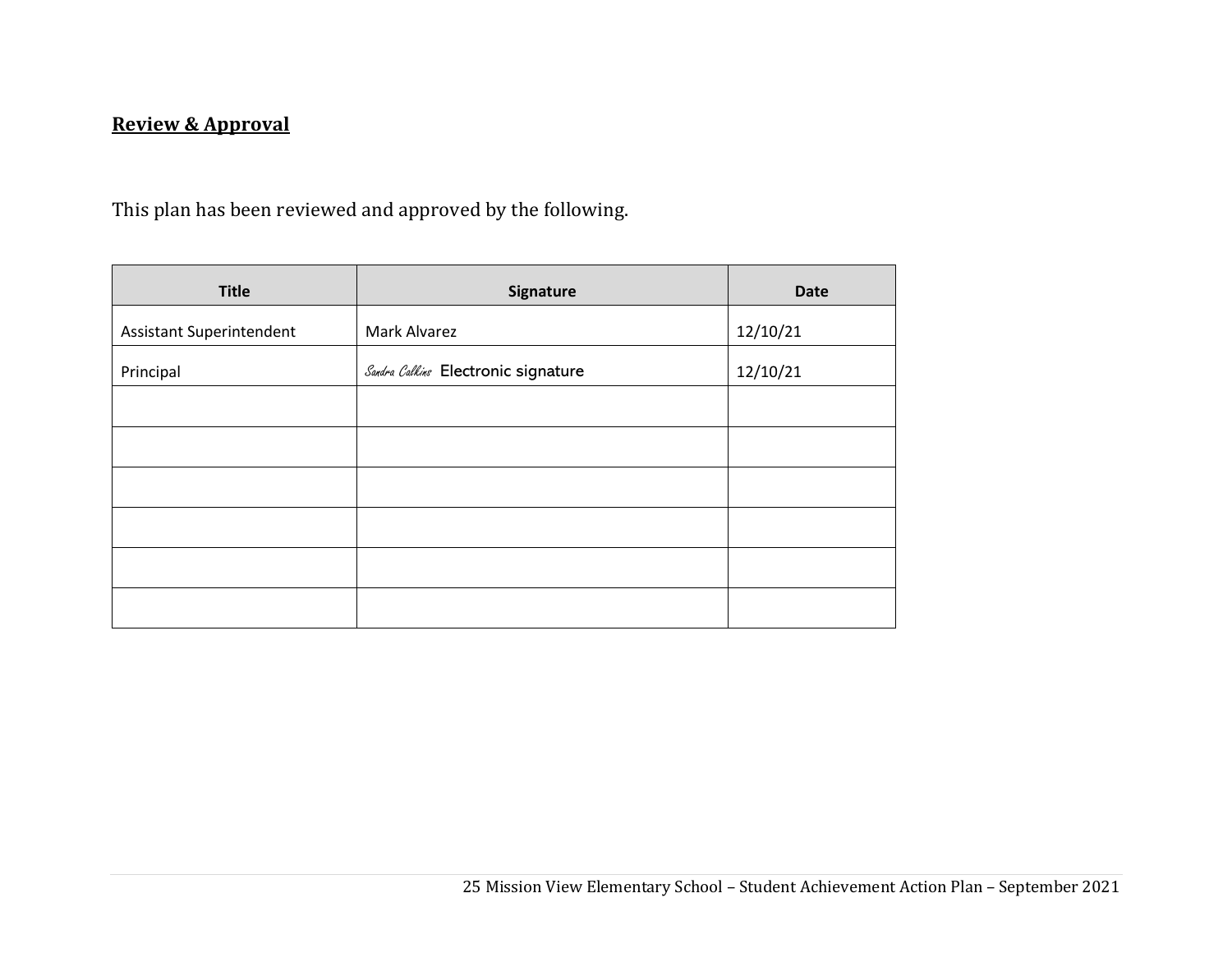**Review & Approval**

This plan has been reviewed and approved by the following.

| Title | Signature | Date |
| --- | --- | --- |
| Assistant Superintendent | Mark Alvarez | 12/10/21 |
| Principal | Sandra Calkins Electronic signature | 12/10/21 |
| | | |
| | | |
| | | |
| | | |
| | | |
| | | |